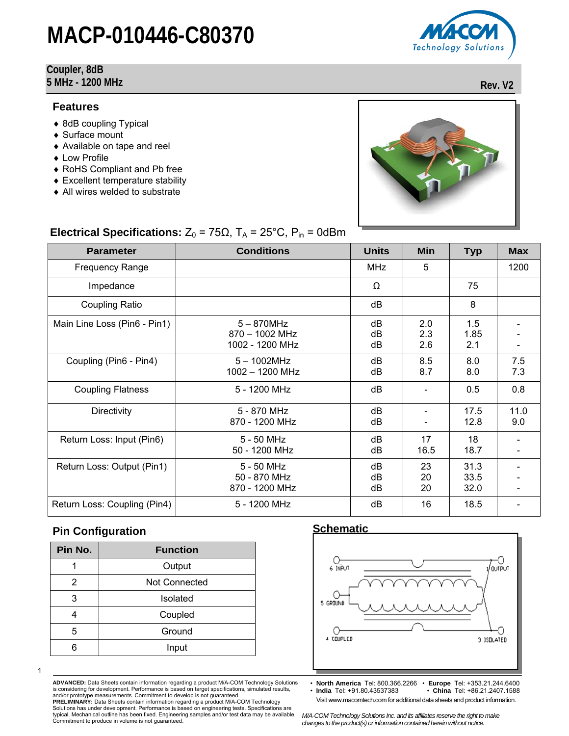# MACP-010446-C80370

**Coupler, 8dB**
**5 MHz - 1200 MHz**

**Rev. V2**

## Features

- 8dB coupling Typical
- Surface mount
- Available on tape and reel
- Low Profile
- RoHS Compliant and Pb free
- Excellent temperature stability
- All wires welded to substrate

## Electrical Specifications: $Z_0$ = 75Ω, $T_A$ = 25°C, $P_{in}$ = 0dBm

| Parameter | Conditions | Units | Min | Typ | Max |
|---|---|---|---|---|---|
| Frequency Range | | MHz | 5 | | 1200 |
| Impedance | | Ω | | 75 | |
| Coupling Ratio | | dB | | 8 | |
| Main Line Loss (Pin6 - Pin1) | 5 – 870MHz<br>870 – 1002 MHz<br>1002 - 1200 MHz | dB<br>dB<br>dB | 2.0<br>2.3<br>2.6 | 1.5<br>1.85<br>2.1 | -<br>-<br>- |
| Coupling (Pin6 - Pin4) | 5 – 1002MHz<br>1002 – 1200 MHz | dB<br>dB | 8.5<br>8.7 | 8.0<br>8.0 | 7.5<br>7.3 |
| Coupling Flatness | 5 - 1200 MHz | dB | - | 0.5 | 0.8 |
| Directivity | 5 - 870 MHz<br>870 - 1200 MHz | dB<br>dB | -<br>- | 17.5<br>12.8 | 11.0<br>9.0 |
| Return Loss: Input (Pin6) | 5 - 50 MHz<br>50 - 1200 MHz | dB<br>dB | 17<br>16.5 | 18<br>18.7 | -<br>- |
| Return Loss: Output (Pin1) | 5 - 50 MHz<br>50 - 870 MHz<br>870 - 1200 MHz | dB<br>dB<br>dB | 23<br>20<br>20 | 31.3<br>33.5<br>32.0 | -<br>-<br>- |
| Return Loss: Coupling (Pin4) | 5 - 1200 MHz | dB | 16 | 18.5 | - |

## Pin Configuration

| Pin No. | Function |
|---|---|
| 1 | Output |
| 2 | Not Connected |
| 3 | Isolated |
| 4 | Coupled |
| 5 | Ground |
| 6 | Input |

## Schematic

6 INPUT, 1 OUTPUT, 5 GROUND, 4 COUPLED, 3 ISOLATED

**ADVANCED:** Data Sheets contain information regarding a product M/A-COM Technology Solutions is considering for development. Performance is based on target specifications, simulated results, and/or prototype measurements. Commitment to develop is not guaranteed.
**PRELIMINARY:** Data Sheets contain information regarding a product M/A-COM Technology Solutions has under development. Performance is based on engineering tests. Specifications are typical. Mechanical outline has been fixed. Engineering samples and/or test data may be available. Commitment to produce in volume is not guaranteed.

- **North America** Tel: 800.366.2266 • **Europe** Tel: +353.21.244.6400
- **India** Tel: +91.80.43537383 • **China** Tel: +86.21.2407.1588

Visit www.macomtech.com for additional data sheets and product information.

*M/A-COM Technology Solutions Inc. and its affiliates reserve the right to make changes to the product(s) or information contained herein without notice.*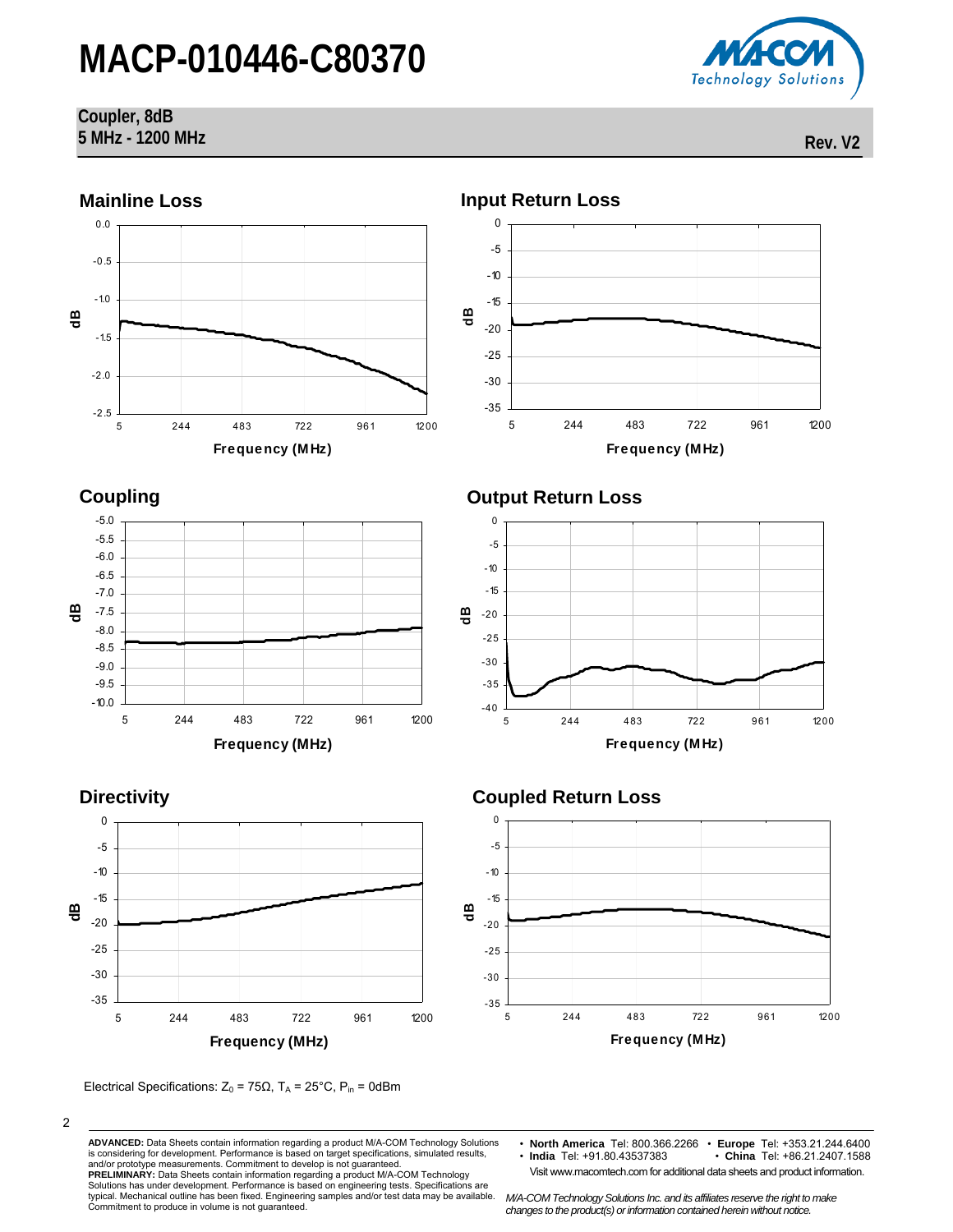# MACP-010446-C80370

**Coupler, 8dB**
**5 MHz - 1200 MHz**

Rev. V2

## Mainline Loss

## Input Return Loss

## Coupling

## Output Return Loss

## Directivity

## Coupled Return Loss

Electrical Specifications: $Z_0$ = 75Ω, $T_A$ = 25°C, $P_{in}$ = 0dBm

**ADVANCED:** Data Sheets contain information regarding a product M/A-COM Technology Solutions is considering for development. Performance is based on target specifications, simulated results, and/or prototype measurements. Commitment to develop is not guaranteed.
**PRELIMINARY:** Data Sheets contain information regarding a product M/A-COM Technology Solutions has under development. Performance is based on engineering tests. Specifications are typical. Mechanical outline has been fixed. Engineering samples and/or test data may be available. Commitment to produce in volume is not guaranteed.

- **North America** Tel: 800.366.2266 • **Europe** Tel: +353.21.244.6400
- **India** Tel: +91.80.43537383 • **China** Tel: +86.21.2407.1588

Visit www.macomtech.com for additional data sheets and product information.

*M/A-COM Technology Solutions Inc. and its affiliates reserve the right to make changes to the product(s) or information contained herein without notice.*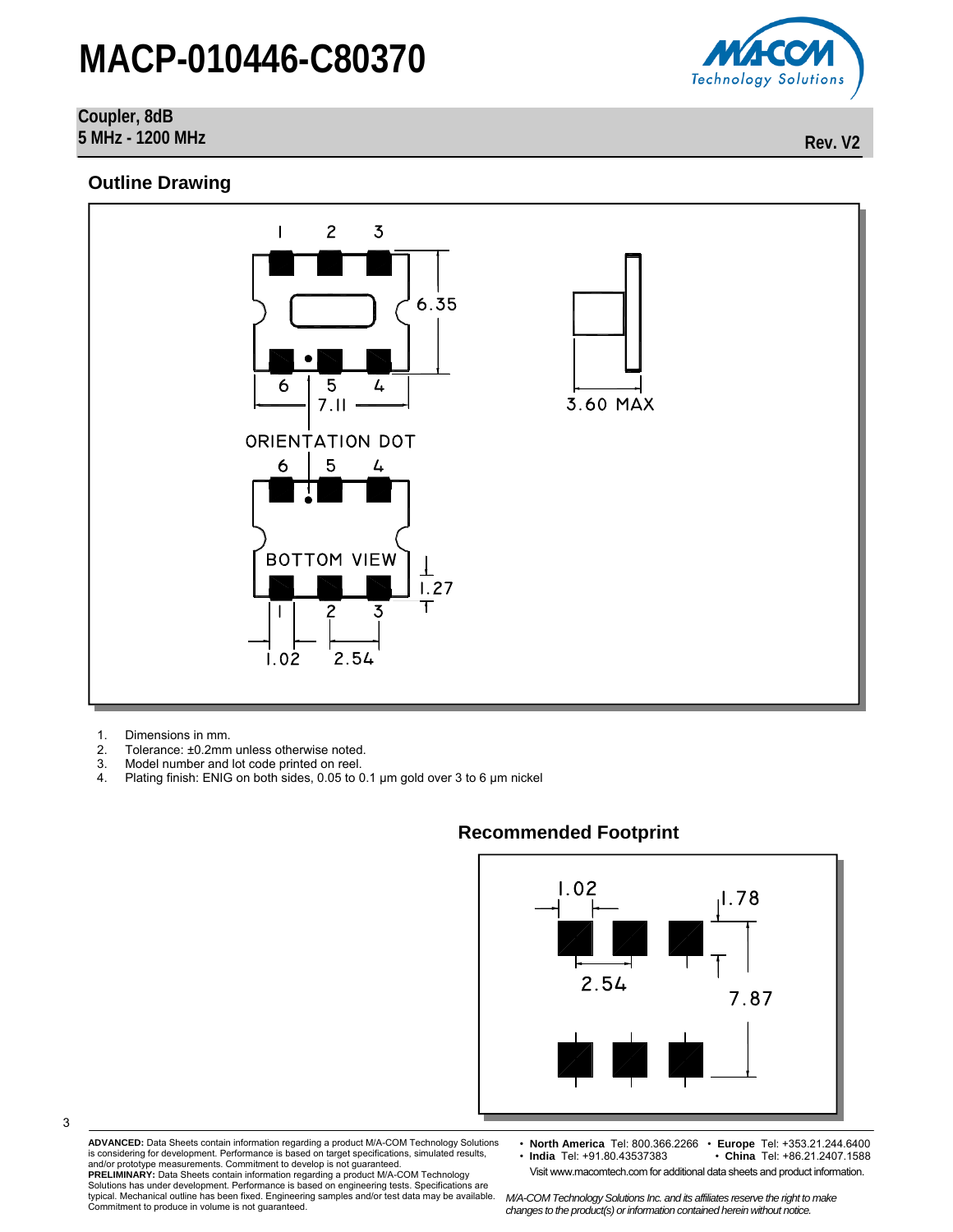# MACP-010446-C80370

**Coupler, 8dB**
**5 MHz - 1200 MHz**

Rev. V2

## Outline Drawing

1. Dimensions in mm.
2. Tolerance: ±0.2mm unless otherwise noted.
3. Model number and lot code printed on reel.
4. Plating finish: ENIG on both sides, 0.05 to 0.1 µm gold over 3 to 6 µm nickel

## Recommended Footprint

**ADVANCED:** Data Sheets contain information regarding a product M/A-COM Technology Solutions is considering for development. Performance is based on target specifications, simulated results, and/or prototype measurements. Commitment to develop is not guaranteed.
**PRELIMINARY:** Data Sheets contain information regarding a product M/A-COM Technology Solutions has under development. Performance is based on engineering tests. Specifications are typical. Mechanical outline has been fixed. Engineering samples and/or test data may be available. Commitment to produce in volume is not guaranteed.

- **North America** Tel: 800.366.2266
- **Europe** Tel: +353.21.244.6400
- **India** Tel: +91.80.43537383
- **China** Tel: +86.21.2407.1588

Visit www.macomtech.com for additional data sheets and product information.

*M/A-COM Technology Solutions Inc. and its affiliates reserve the right to make changes to the product(s) or information contained herein without notice.*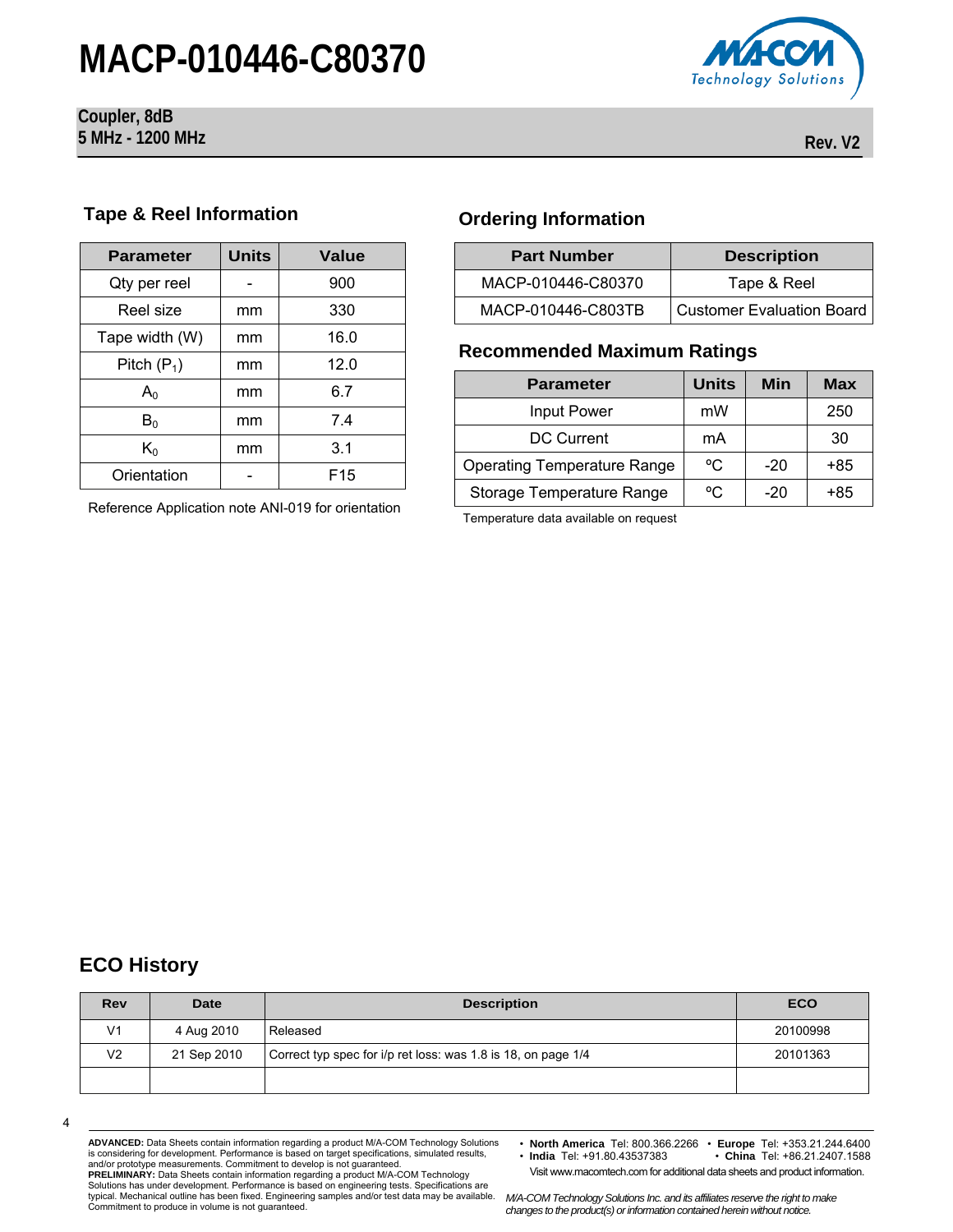## Tape & Reel Information

| Parameter | Units | Value |
|---|---|---|
| Qty per reel | - | 900 |
| Reel size | mm | 330 |
| Tape width (W) | mm | 16.0 |
| Pitch ($P_1$) | mm | 12.0 |
| $A_0$ | mm | 6.7 |
| $B_0$ | mm | 7.4 |
| $K_0$ | mm | 3.1 |
| Orientation | - | F15 |

Reference Application note ANI-019 for orientation

## Ordering Information

| Part Number | Description |
|---|---|
| MACP-010446-C80370 | Tape & Reel |
| MACP-010446-C803TB | Customer Evaluation Board |

## Recommended Maximum Ratings

| Parameter | Units | Min | Max |
|---|---|---|---|
| Input Power | mW | | 250 |
| DC Current | mA | | 30 |
| Operating Temperature Range | ºC | -20 | +85 |
| Storage Temperature Range | ºC | -20 | +85 |

Temperature data available on request

## ECO History

| Rev | Date | Description | ECO |
|---|---|---|---|
| V1 | 4 Aug 2010 | Released | 20100998 |
| V2 | 21 Sep 2010 | Correct typ spec for i/p ret loss: was 1.8 is 18, on page 1/4 | 20101363 |
| | | | |